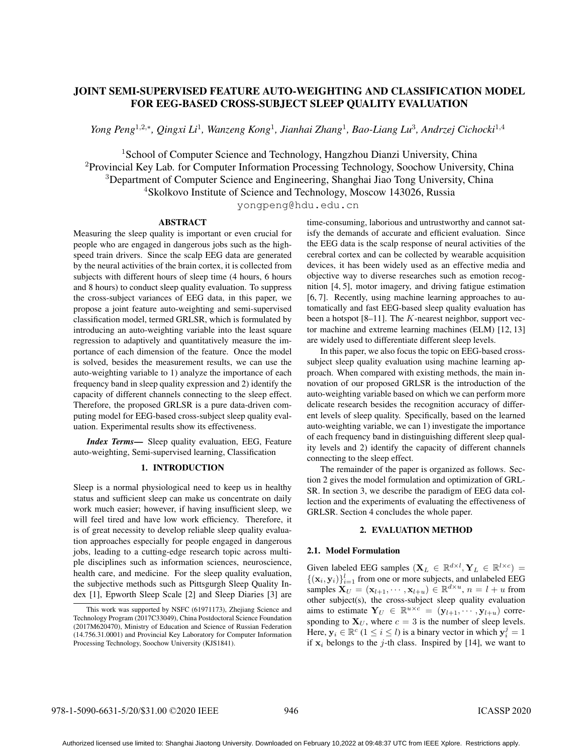# JOINT SEMI-SUPERVISED FEATURE AUTO-WEIGHTING AND CLASSIFICATION MODEL FOR EEG-BASED CROSS-SUBJECT SLEEP QUALITY EVALUATION

*Yong Peng*[1,2,*], *Qingxi Li*[1], *Wanzeng Kong*[1], *Jianhai Zhang*[1], *Bao-Liang Lu*[3], *Andrzej Cichocki*[1,4]

[1]School of Computer Science and Technology, Hangzhou Dianzi University, China
[2]Provincial Key Lab. for Computer Information Processing Technology, Soochow University, China
[3]Department of Computer Science and Engineering, Shanghai Jiao Tong University, China
[4]Skolkovo Institute of Science and Technology, Moscow 143026, Russia
yongpeng@hdu.edu.cn

## ABSTRACT

Measuring the sleep quality is important or even crucial for people who are engaged in dangerous jobs such as the high-speed train drivers. Since the scalp EEG data are generated by the neural activities of the brain cortex, it is collected from subjects with different hours of sleep time (4 hours, 6 hours and 8 hours) to conduct sleep quality evaluation. To suppress the cross-subject variances of EEG data, in this paper, we propose a joint feature auto-weighting and semi-supervised classification model, termed GRLSR, which is formulated by introducing an auto-weighting variable into the least square regression to adaptively and quantitatively measure the importance of each dimension of the feature. Once the model is solved, besides the measurement results, we can use the auto-weighting variable to 1) analyze the importance of each frequency band in sleep quality expression and 2) identify the capacity of different channels connecting to the sleep effect. Therefore, the proposed GRLSR is a pure data-driven computing model for EEG-based cross-subject sleep quality evaluation. Experimental results show its effectiveness.

***Index Terms*—** Sleep quality evaluation, EEG, Feature auto-weighting, Semi-supervised learning, Classification

## 1. INTRODUCTION

Sleep is a normal physiological need to keep us in healthy status and sufficient sleep can make us concentrate on daily work much easier; however, if having insufficient sleep, we will feel tired and have low work efficiency. Therefore, it is of great necessity to develop reliable sleep quality evaluation approaches especially for people engaged in dangerous jobs, leading to a cutting-edge research topic across multiple disciplines such as information sciences, neuroscience, health care, and medicine. For the sleep quality evaluation, the subjective methods such as Pittsgurgh Sleep Quality Index [1], Epworth Sleep Scale [2] and Sleep Diaries [3] are time-consuming, laborious and untrustworthy and cannot satisfy the demands of accurate and efficient evaluation. Since the EEG data is the scalp response of neural activities of the cerebral cortex and can be collected by wearable acquisition devices, it has been widely used as an effective media and objective way to diverse researches such as emotion recognition [4, 5], motor imagery, and driving fatigue estimation [6, 7]. Recently, using machine learning approaches to automatically and fast EEG-based sleep quality evaluation has been a hotspot [8–11]. The $K$-nearest neighbor, support vector machine and extreme learning machines (ELM) [12, 13] are widely used to differentiate different sleep levels.

In this paper, we also focus the topic on EEG-based cross-subject sleep quality evaluation using machine learning approach. When compared with existing methods, the main innovation of our proposed GRLSR is the introduction of the auto-weighting variable based on which we can perform more delicate research besides the recognition accuracy of different levels of sleep quality. Specifically, based on the learned auto-weighting variable, we can 1) investigate the importance of each frequency band in distinguishing different sleep quality levels and 2) identify the capacity of different channels connecting to the sleep effect.

The remainder of the paper is organized as follows. Section 2 gives the model formulation and optimization of GRLSR. In section 3, we describe the paradigm of EEG data collection and the experiments of evaluating the effectiveness of GRLSR. Section 4 concludes the whole paper.

## 2. EVALUATION METHOD

### 2.1. Model Formulation

Given labeled EEG samples $(\mathbf{X}_L \in \mathbb{R}^{d\times l}, \mathbf{Y}_L \in \mathbb{R}^{l\times c}) = \{(\mathbf{x}_i, \mathbf{y}_i)\}_{i=1}^{l}$ from one or more subjects, and unlabeled EEG samples $\mathbf{X}_U = (\mathbf{x}_{l+1}, \cdots, \mathbf{x}_{l+u}) \in \mathbb{R}^{d\times u}$, $n = l + u$ from other subject(s), the cross-subject sleep quality evaluation aims to estimate $\mathbf{Y}_U \in \mathbb{R}^{u\times c} = (\mathbf{y}_{l+1}, \cdots, \mathbf{y}_{l+u})$ corresponding to $\mathbf{X}_U$, where $c = 3$ is the number of sleep levels. Here, $\mathbf{y}_i \in \mathbb{R}^c$ $(1 \leq i \leq l)$ is a binary vector in which $\mathbf{y}_i^j = 1$ if $\mathbf{x}_i$ belongs to the $j$-th class. Inspired by [14], we want to

This work was supported by NSFC (61971173), Zhejiang Science and Technology Program (2017C33049), China Postdoctoral Science Foundation (2017M620470), Ministry of Education and Science of Russian Federation (14.756.31.0001) and Provincial Key Laboratory for Computer Information Processing Technology, Soochow University (KJS1841).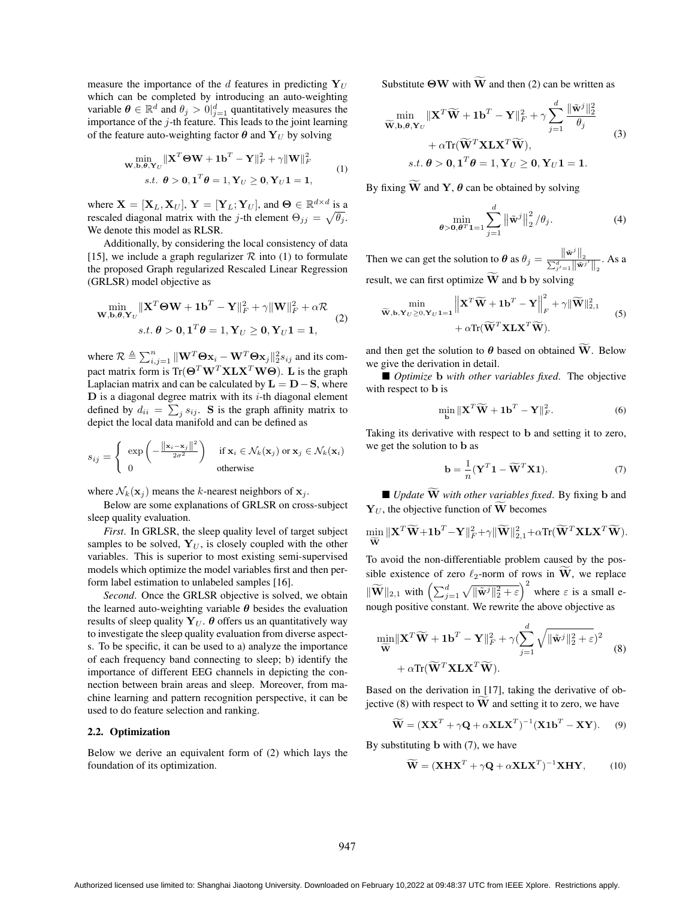measure the importance of the $d$ features in predicting $\mathbf{Y}_U$ which can be completed by introducing an auto-weighting variable $\boldsymbol{\theta} \in \mathbb{R}^d$ and $\theta_j > 0|_{j=1}^d$ quantitatively measures the importance of the $j$-th feature. This leads to the joint learning of the feature auto-weighting factor $\boldsymbol{\theta}$ and $\mathbf{Y}_U$ by solving

$$\min_{\mathbf{W},\mathbf{b},\boldsymbol{\theta},\mathbf{Y}_U} \|\mathbf{X}^T\boldsymbol{\Theta}\mathbf{W} + \mathbf{1}\mathbf{b}^T - \mathbf{Y}\|_F^2 + \gamma\|\mathbf{W}\|_F^2 \quad s.t.\ \boldsymbol{\theta} > \mathbf{0}, \mathbf{1}^T\boldsymbol{\theta} = 1, \mathbf{Y}_U \geq \mathbf{0}, \mathbf{Y}_U\mathbf{1} = \mathbf{1}, \tag{1}$$

where $\mathbf{X} = [\mathbf{X}_L, \mathbf{X}_U]$, $\mathbf{Y} = [\mathbf{Y}_L; \mathbf{Y}_U]$, and $\boldsymbol{\Theta} \in \mathbb{R}^{d\times d}$ is a rescaled diagonal matrix with the $j$-th element $\Theta_{jj} = \sqrt{\theta_j}$. We denote this model as RLSR.

Additionally, by considering the local consistency of data [15], we include a graph regularizer $\mathcal{R}$ into (1) to formulate the proposed Graph regularized Rescaled Linear Regression (GRLSR) model objective as

$$\min_{\mathbf{W},\mathbf{b},\boldsymbol{\theta},\mathbf{Y}_U} \|\mathbf{X}^T\boldsymbol{\Theta}\mathbf{W} + \mathbf{1}\mathbf{b}^T - \mathbf{Y}\|_F^2 + \gamma\|\mathbf{W}\|_F^2 + \alpha\mathcal{R} \quad s.t.\ \boldsymbol{\theta} > \mathbf{0}, \mathbf{1}^T\boldsymbol{\theta} = 1, \mathbf{Y}_U \geq \mathbf{0}, \mathbf{Y}_U\mathbf{1} = \mathbf{1}, \tag{2}$$

where $\mathcal{R} \triangleq \sum_{i,j=1}^n \|\mathbf{W}^T\boldsymbol{\Theta}\mathbf{x}_i - \mathbf{W}^T\boldsymbol{\Theta}\mathbf{x}_j\|_2^2 s_{ij}$ and its compact matrix form is $\mathrm{Tr}(\boldsymbol{\Theta}^T\mathbf{W}^T\mathbf{X}\mathbf{L}\mathbf{X}^T\mathbf{W}\boldsymbol{\Theta})$. $\mathbf{L}$ is the graph Laplacian matrix and can be calculated by $\mathbf{L} = \mathbf{D} - \mathbf{S}$, where $\mathbf{D}$ is a diagonal degree matrix with its $i$-th diagonal element defined by $d_{ii} = \sum_j s_{ij}$. $\mathbf{S}$ is the graph affinity matrix to depict the local data manifold and can be defined as

$$s_{ij} = \begin{cases} \exp\left(-\frac{\|\mathbf{x}_i - \mathbf{x}_j\|^2}{2\sigma^2}\right) & \text{if } \mathbf{x}_i \in \mathcal{N}_k(\mathbf{x}_j) \text{ or } \mathbf{x}_j \in \mathcal{N}_k(\mathbf{x}_i) \\ 0 & \text{otherwise} \end{cases}$$

where $\mathcal{N}_k(\mathbf{x}_j)$ means the $k$-nearest neighbors of $\mathbf{x}_j$.

Below are some explanations of GRLSR on cross-subject sleep quality evaluation.

*First*. In GRLSR, the sleep quality level of target subject samples to be solved, $\mathbf{Y}_U$, is closely coupled with the other variables. This is superior to most existing semi-supervised models which optimize the model variables first and then perform label estimation to unlabeled samples [16].

*Second*. Once the GRLSR objective is solved, we obtain the learned auto-weighting variable $\boldsymbol{\theta}$ besides the evaluation results of sleep quality $\mathbf{Y}_U$. $\boldsymbol{\theta}$ offers us an quantitatively way to investigate the sleep quality evaluation from diverse aspects. To be specific, it can be used to a) analyze the importance of each frequency band connecting to sleep; b) identify the importance of different EEG channels in depicting the connection between brain areas and sleep. Moreover, from machine learning and pattern recognition perspective, it can be used to do feature selection and ranking.

### 2.2. Optimization

Below we derive an equivalent form of (2) which lays the foundation of its optimization.

Substitute $\boldsymbol{\Theta}\mathbf{W}$ with $\widetilde{\mathbf{W}}$ and then (2) can be written as

$$\min_{\widetilde{\mathbf{W}},\mathbf{b},\boldsymbol{\theta},\mathbf{Y}_U} \|\mathbf{X}^T\widetilde{\mathbf{W}} + \mathbf{1}\mathbf{b}^T - \mathbf{Y}\|_F^2 + \gamma\sum_{j=1}^d \frac{\|\tilde{\mathbf{w}}^j\|_2^2}{\theta_j} + \alpha\mathrm{Tr}(\widetilde{\mathbf{W}}^T\mathbf{X}\mathbf{L}\mathbf{X}^T\widetilde{\mathbf{W}}), \quad s.t.\ \boldsymbol{\theta} > \mathbf{0}, \mathbf{1}^T\boldsymbol{\theta} = 1, \mathbf{Y}_U \geq \mathbf{0}, \mathbf{Y}_U\mathbf{1} = \mathbf{1}. \tag{3}$$

By fixing $\widetilde{\mathbf{W}}$ and $\mathbf{Y}$, $\boldsymbol{\theta}$ can be obtained by solving

$$\min_{\boldsymbol{\theta}>\mathbf{0},\boldsymbol{\theta}^T\mathbf{1}=1} \sum_{j=1}^d \left\|\tilde{\mathbf{w}}^j\right\|_2^2 / \theta_j. \tag{4}$$

Then we can get the solution to $\boldsymbol{\theta}$ as $\theta_j = \frac{\|\tilde{\mathbf{w}}^j\|_2}{\sum_{j'=1}^d \|\tilde{\mathbf{w}}^{j'}\|_2}$. As a result, we can first optimize $\widetilde{\mathbf{W}}$ and $\mathbf{b}$ by solving

$$\min_{\widetilde{\mathbf{W}},\mathbf{b},\mathbf{Y}_U\geq 0,\mathbf{Y}_U\mathbf{1}=\mathbf{1}} \left\|\mathbf{X}^T\widetilde{\mathbf{W}} + \mathbf{1}\mathbf{b}^T - \mathbf{Y}\right\|_F^2 + \gamma\|\widetilde{\mathbf{W}}\|_{2,1}^2 + \alpha\mathrm{Tr}(\widetilde{\mathbf{W}}^T\mathbf{X}\mathbf{L}\mathbf{X}^T\widetilde{\mathbf{W}}). \tag{5}$$

and then get the solution to $\boldsymbol{\theta}$ based on obtained $\widetilde{\mathbf{W}}$. Below we give the derivation in detail.

■ *Optimize* $\mathbf{b}$ *with other variables fixed*. The objective with respect to $\mathbf{b}$ is

$$\min_{\mathbf{b}} \|\mathbf{X}^T\widetilde{\mathbf{W}} + \mathbf{1}\mathbf{b}^T - \mathbf{Y}\|_F^2. \tag{6}$$

Taking its derivative with respect to $\mathbf{b}$ and setting it to zero, we get the solution to $\mathbf{b}$ as

$$\mathbf{b} = \frac{1}{n}(\mathbf{Y}^T\mathbf{1} - \widetilde{\mathbf{W}}^T\mathbf{X}\mathbf{1}). \tag{7}$$

■ *Update* $\widetilde{\mathbf{W}}$ *with other variables fixed*. By fixing $\mathbf{b}$ and $\mathbf{Y}_U$, the objective function of $\widetilde{\mathbf{W}}$ becomes

$$\min_{\widetilde{\mathbf{W}}} \|\mathbf{X}^T\widetilde{\mathbf{W}} + \mathbf{1}\mathbf{b}^T - \mathbf{Y}\|_F^2 + \gamma\|\widetilde{\mathbf{W}}\|_{2,1}^2 + \alpha\mathrm{Tr}(\widetilde{\mathbf{W}}^T\mathbf{X}\mathbf{L}\mathbf{X}^T\widetilde{\mathbf{W}}).$$

To avoid the non-differentiable problem caused by the possible existence of zero $\ell_2$-norm of rows in $\widetilde{\mathbf{W}}$, we replace $\|\widetilde{\mathbf{W}}\|_{2,1}$ with $\left(\sum_{j=1}^d \sqrt{\|\tilde{\mathbf{w}}^j\|_2^2 + \varepsilon}\right)^2$ where $\varepsilon$ is a small enough positive constant. We rewrite the above objective as

$$\min_{\widetilde{\mathbf{W}}} \|\mathbf{X}^T\widetilde{\mathbf{W}} + \mathbf{1}\mathbf{b}^T - \mathbf{Y}\|_F^2 + \gamma(\sum_{j=1}^d \sqrt{\|\tilde{\mathbf{w}}^j\|_2^2 + \varepsilon})^2 + \alpha\mathrm{Tr}(\widetilde{\mathbf{W}}^T\mathbf{X}\mathbf{L}\mathbf{X}^T\widetilde{\mathbf{W}}). \tag{8}$$

Based on the derivation in [17], taking the derivative of objective (8) with respect to $\widetilde{\mathbf{W}}$ and setting it to zero, we have

$$\widetilde{\mathbf{W}} = (\mathbf{X}\mathbf{X}^T + \gamma\mathbf{Q} + \alpha\mathbf{X}\mathbf{L}\mathbf{X}^T)^{-1}(\mathbf{X}\mathbf{1}\mathbf{b}^T - \mathbf{X}\mathbf{Y}). \tag{9}$$

By substituting $\mathbf{b}$ with (7), we have

$$\widetilde{\mathbf{W}} = (\mathbf{X}\mathbf{H}\mathbf{X}^T + \gamma\mathbf{Q} + \alpha\mathbf{X}\mathbf{L}\mathbf{X}^T)^{-1}\mathbf{X}\mathbf{H}\mathbf{Y}, \tag{10}$$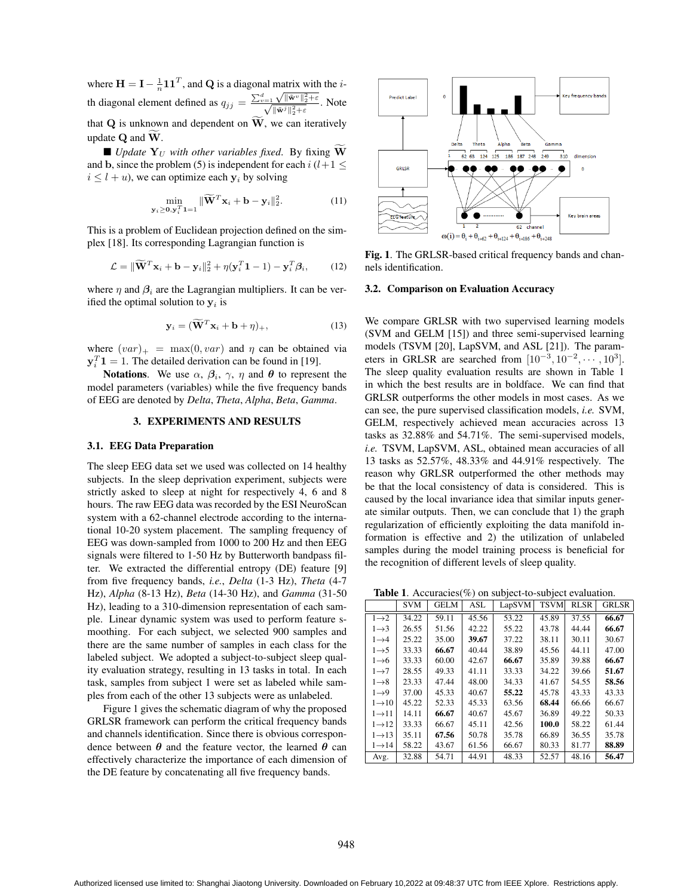where $\mathbf{H} = \mathbf{I} - \frac{1}{n}\mathbf{1}\mathbf{1}^T$, and $\mathbf{Q}$ is a diagonal matrix with the $i$-th diagonal element defined as $q_{jj} = \frac{\sum_{v=1}^{d}\sqrt{\|\tilde{\mathbf{w}}^v\|_2^2+\varepsilon}}{\sqrt{\|\tilde{\mathbf{w}}^j\|_2^2+\varepsilon}}$. Note that $\mathbf{Q}$ is unknown and dependent on $\widetilde{\mathbf{W}}$, we can iteratively update $\mathbf{Q}$ and $\widetilde{\mathbf{W}}$.

■ *Update* $\mathbf{Y}_U$ *with other variables fixed.* By fixing $\widetilde{\mathbf{W}}$ and $\mathbf{b}$, since the problem (5) is independent for each $i$ ($l+1 \leq i \leq l+u$), we can optimize each $\mathbf{y}_i$ by solving

$$\min_{\mathbf{y}_i \geq \mathbf{0}, \mathbf{y}_i^T\mathbf{1}=1} \|\widetilde{\mathbf{W}}^T\mathbf{x}_i + \mathbf{b} - \mathbf{y}_i\|_2^2. \tag{11}$$

This is a problem of Euclidean projection defined on the simplex [18]. Its corresponding Lagrangian function is

$$\mathcal{L} = \|\widetilde{\mathbf{W}}^T\mathbf{x}_i + \mathbf{b} - \mathbf{y}_i\|_2^2 + \eta(\mathbf{y}_i^T\mathbf{1} - 1) - \mathbf{y}_i^T\boldsymbol{\beta}_i, \tag{12}$$

where $\eta$ and $\boldsymbol{\beta}_i$ are the Lagrangian multipliers. It can be verified the optimal solution to $\mathbf{y}_i$ is

$$\mathbf{y}_i = (\widetilde{\mathbf{W}}^T\mathbf{x}_i + \mathbf{b} + \eta)_+, \tag{13}$$

where $(var)_+ = \max(0, var)$ and $\eta$ can be obtained via $\mathbf{y}_i^T\mathbf{1} = 1$. The detailed derivation can be found in [19].

**Notations**. We use $\alpha$, $\boldsymbol{\beta}_i$, $\gamma$, $\eta$ and $\boldsymbol{\theta}$ to represent the model parameters (variables) while the five frequency bands of EEG are denoted by *Delta*, *Theta*, *Alpha*, *Beta*, *Gamma*.

## 3. EXPERIMENTS AND RESULTS

### 3.1. EEG Data Preparation

The sleep EEG data set we used was collected on 14 healthy subjects. In the sleep deprivation experiment, subjects were strictly asked to sleep at night for respectively 4, 6 and 8 hours. The raw EEG data was recorded by the ESI NeuroScan system with a 62-channel electrode according to the international 10-20 system placement. The sampling frequency of EEG was down-sampled from 1000 to 200 Hz and then EEG signals were filtered to 1-50 Hz by Butterworth bandpass filter. We extracted the differential entropy (DE) feature [9] from five frequency bands, *i.e.*, *Delta* (1-3 Hz), *Theta* (4-7 Hz), *Alpha* (8-13 Hz), *Beta* (14-30 Hz), and *Gamma* (31-50 Hz), leading to a 310-dimension representation of each sample. Linear dynamic system was used to perform feature smoothing. For each subject, we selected 900 samples and there are the same number of samples in each class for the labeled subject. We adopted a subject-to-subject sleep quality evaluation strategy, resulting in 13 tasks in total. In each task, samples from subject 1 were set as labeled while samples from each of the other 13 subjects were as unlabeled.

Figure 1 gives the schematic diagram of why the proposed GRLSR framework can perform the critical frequency bands and channels identification. Since there is obvious correspondence between $\boldsymbol{\theta}$ and the feature vector, the learned $\boldsymbol{\theta}$ can effectively characterize the importance of each dimension of the DE feature by concatenating all five frequency bands.

$\omega(i) = \theta_i + \theta_{i+62} + \theta_{i+124} + \theta_{i+186} + \theta_{i+248}$

**Fig. 1**. The GRLSR-based critical frequency bands and channels identification.

### 3.2. Comparison on Evaluation Accuracy

We compare GRLSR with two supervised learning models (SVM and GELM [15]) and three semi-supervised learning models (TSVM [20], LapSVM, and ASL [21]). The parameters in GRLSR are searched from $[10^{-3}, 10^{-2}, \cdots, 10^3]$. The sleep quality evaluation results are shown in Table 1 in which the best results are in boldface. We can find that GRLSR outperforms the other models in most cases. As we can see, the pure supervised classification models, *i.e.* SVM, GELM, respectively achieved mean accuracies across 13 tasks as 32.88% and 54.71%. The semi-supervised models, *i.e.* TSVM, LapSVM, ASL, obtained mean accuracies of all 13 tasks as 52.57%, 48.33% and 44.91% respectively. The reason why GRLSR outperformed the other methods may be that the local consistency of data is considered. This is caused by the local invariance idea that similar inputs generate similar outputs. Then, we can conclude that 1) the graph regularization of efficiently exploiting the data manifold information is effective and 2) the utilization of unlabeled samples during the model training process is beneficial for the recognition of different levels of sleep quality.

**Table 1**. Accuracies(%) on subject-to-subject evaluation.

| | SVM | GELM | ASL | LapSVM | TSVM | RLSR | GRLSR |
|---|---|---|---|---|---|---|---|
| 1→2 | 34.22 | 59.11 | 45.56 | 53.22 | 45.89 | 37.55 | **66.67** |
| 1→3 | 26.55 | 51.56 | 42.22 | 55.22 | 43.78 | 44.44 | **66.67** |
| 1→4 | 25.22 | 35.00 | **39.67** | 37.22 | 38.11 | 30.11 | 30.67 |
| 1→5 | 33.33 | **66.67** | 40.44 | 38.89 | 45.56 | 44.11 | 47.00 |
| 1→6 | 33.33 | 60.00 | 42.67 | **66.67** | 35.89 | 39.88 | **66.67** |
| 1→7 | 28.55 | 49.33 | 41.11 | 33.33 | 34.22 | 39.66 | **51.67** |
| 1→8 | 23.33 | 47.44 | 48.00 | 34.33 | 41.67 | 54.55 | **58.56** |
| 1→9 | 37.00 | 45.33 | 40.67 | **55.22** | 45.78 | 43.33 | 43.33 |
| 1→10 | 45.22 | 52.33 | 45.33 | 63.56 | **68.44** | 66.66 | 66.67 |
| 1→11 | 14.11 | **66.67** | 40.67 | 45.67 | 36.89 | 49.22 | 50.33 |
| 1→12 | 33.33 | 66.67 | 45.11 | 42.56 | **100.0** | 58.22 | 61.44 |
| 1→13 | 35.11 | **67.56** | 50.78 | 35.78 | 66.89 | 36.55 | 35.78 |
| 1→14 | 58.22 | 43.67 | 61.56 | 66.67 | 80.33 | 81.77 | **88.89** |
| Avg. | 32.88 | 54.71 | 44.91 | 48.33 | 52.57 | 48.16 | **56.47** |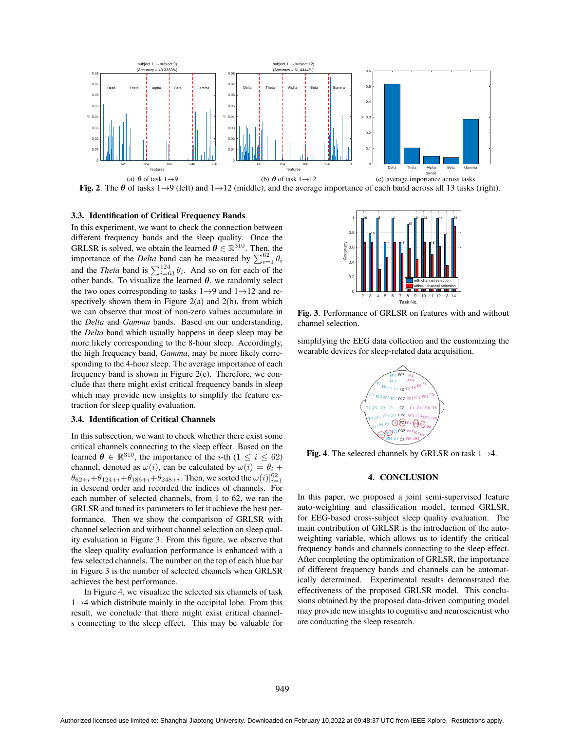(a) $\boldsymbol{\theta}$ of task 1→9 (b) $\boldsymbol{\theta}$ of task 1→12 (c) average importance across tasks

**Fig. 2**. The $\boldsymbol{\theta}$ of tasks 1→9 (left) and 1→12 (middle), and the average importance of each band across all 13 tasks (right).

### 3.3. Identification of Critical Frequency Bands

In this experiment, we want to check the connection between different frequency bands and the sleep quality. Once the GRLSR is solved, we obtain the learned $\boldsymbol{\theta} \in \mathbb{R}^{310}$. Then, the importance of the *Delta* band can be measured by $\sum_{i=1}^{62} \theta_i$ and the *Theta* band is $\sum_{i=63}^{124} \theta_i$. And so on for each of the other bands. To visualize the learned $\boldsymbol{\theta}$, we randomly select the two ones corresponding to tasks 1→9 and 1→12 and respectively shown them in Figure 2(a) and 2(b), from which we can observe that most of non-zero values accumulate in the *Delta* and *Gamma* bands. Based on our understanding, the *Delta* band which usually happens in deep sleep may be more likely corresponding to the 8-hour sleep. Accordingly, the high frequency band, *Gamma*, may be more likely corresponding to the 4-hour sleep. The average importance of each frequency band is shown in Figure 2(c). Therefore, we conclude that there might exist critical frequency bands in sleep which may provide new insights to simplify the feature extraction for sleep quality evaluation.

### 3.4. Identification of Critical Channels

In this subsection, we want to check whether there exist some critical channels connecting to the sleep effect. Based on the learned $\boldsymbol{\theta} \in \mathbb{R}^{310}$, the importance of the $i$-th ($1 \leq i \leq 62$) channel, denoted as $\omega(i)$, can be calculated by $\omega(i) = \theta_i + \theta_{62+i} + \theta_{124+i} + \theta_{186+i} + \theta_{248+i}$. Then, we sorted the $\omega(i)|_{i=1}^{62}$ in descend order and recorded the indices of channels. For each number of selected channels, from 1 to 62, we ran the GRLSR and tuned its parameters to let it achieve the best performance. Then we show the comparison of GRLSR with channel selection and without channel selection on sleep quality evaluation in Figure 3. From this figure, we observe that the sleep quality evaluation performance is enhanced with a few selected channels. The number on the top of each blue bar in Figure 3 is the number of selected channels when GRLSR achieves the best performance.

In Figure 4, we visualize the selected six channels of task 1→4 which distribute mainly in the occipital lobe. From this result, we conclude that there might exist critical channels connecting to the sleep effect. This may be valuable for simplifying the EEG data collection and the customizing the wearable devices for sleep-related data acquisition.

**Fig. 3**. Performance of GRLSR on features with and without channel selection.

**Fig. 4**. The selected channels by GRLSR on task 1→4.

## 4. CONCLUSION

In this paper, we proposed a joint semi-supervised feature auto-weighting and classification model, termed GRLSR, for EEG-based cross-subject sleep quality evaluation. The main contribution of GRLSR is the introduction of the auto-weighting variable, which allows us to identify the critical frequency bands and channels connecting to the sleep effect. After completing the optimization of GRLSR, the importance of different frequency bands and channels can be automatically determined. Experimental results demonstrated the effectiveness of the proposed GRLSR model. This conclusions obtained by the proposed data-driven computing model may provide new insights to cognitive and neuroscientist who are conducting the sleep research.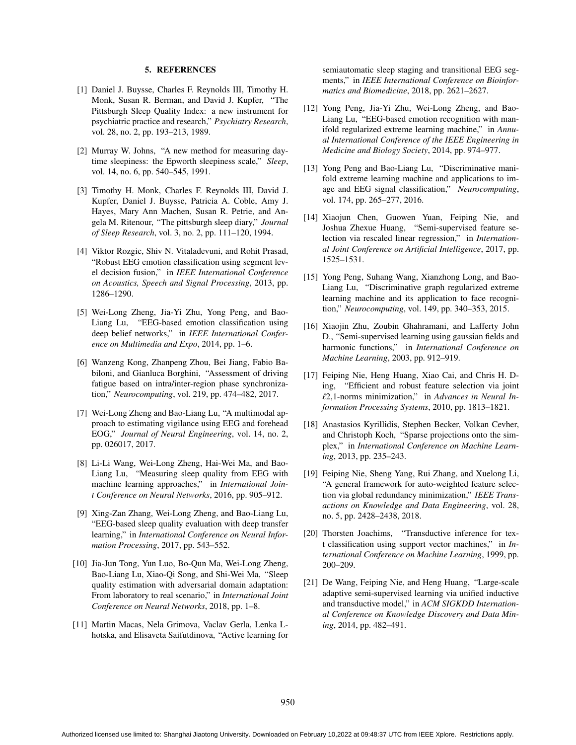## 5. REFERENCES

[1] Daniel J. Buysse, Charles F. Reynolds III, Timothy H. Monk, Susan R. Berman, and David J. Kupfer, "The Pittsburgh Sleep Quality Index: a new instrument for psychiatric practice and research," *Psychiatry Research*, vol. 28, no. 2, pp. 193–213, 1989.

[2] Murray W. Johns, "A new method for measuring daytime sleepiness: the Epworth sleepiness scale," *Sleep*, vol. 14, no. 6, pp. 540–545, 1991.

[3] Timothy H. Monk, Charles F. Reynolds III, David J. Kupfer, Daniel J. Buysse, Patricia A. Coble, Amy J. Hayes, Mary Ann Machen, Susan R. Petrie, and Angela M. Ritenour, "The pittsburgh sleep diary," *Journal of Sleep Research*, vol. 3, no. 2, pp. 111–120, 1994.

[4] Viktor Rozgic, Shiv N. Vitaladevuni, and Rohit Prasad, "Robust EEG emotion classification using segment level decision fusion," in *IEEE International Conference on Acoustics, Speech and Signal Processing*, 2013, pp. 1286–1290.

[5] Wei-Long Zheng, Jia-Yi Zhu, Yong Peng, and Bao-Liang Lu, "EEG-based emotion classification using deep belief networks," in *IEEE International Conference on Multimedia and Expo*, 2014, pp. 1–6.

[6] Wanzeng Kong, Zhanpeng Zhou, Bei Jiang, Fabio Babiloni, and Gianluca Borghini, "Assessment of driving fatigue based on intra/inter-region phase synchronization," *Neurocomputing*, vol. 219, pp. 474–482, 2017.

[7] Wei-Long Zheng and Bao-Liang Lu, "A multimodal approach to estimating vigilance using EEG and forehead EOG," *Journal of Neural Engineering*, vol. 14, no. 2, pp. 026017, 2017.

[8] Li-Li Wang, Wei-Long Zheng, Hai-Wei Ma, and Bao-Liang Lu, "Measuring sleep quality from EEG with machine learning approaches," in *International Joint Conference on Neural Networks*, 2016, pp. 905–912.

[9] Xing-Zan Zhang, Wei-Long Zheng, and Bao-Liang Lu, "EEG-based sleep quality evaluation with deep transfer learning," in *International Conference on Neural Information Processing*, 2017, pp. 543–552.

[10] Jia-Jun Tong, Yun Luo, Bo-Qun Ma, Wei-Long Zheng, Bao-Liang Lu, Xiao-Qi Song, and Shi-Wei Ma, "Sleep quality estimation with adversarial domain adaptation: From laboratory to real scenario," in *International Joint Conference on Neural Networks*, 2018, pp. 1–8.

[11] Martin Macas, Nela Grimova, Vaclav Gerla, Lenka Lhotska, and Elisaveta Saifutdinova, "Active learning for semiautomatic sleep staging and transitional EEG segments," in *IEEE International Conference on Bioinformatics and Biomedicine*, 2018, pp. 2621–2627.

[12] Yong Peng, Jia-Yi Zhu, Wei-Long Zheng, and Bao-Liang Lu, "EEG-based emotion recognition with manifold regularized extreme learning machine," in *Annual International Conference of the IEEE Engineering in Medicine and Biology Society*, 2014, pp. 974–977.

[13] Yong Peng and Bao-Liang Lu, "Discriminative manifold extreme learning machine and applications to image and EEG signal classification," *Neurocomputing*, vol. 174, pp. 265–277, 2016.

[14] Xiaojun Chen, Guowen Yuan, Feiping Nie, and Joshua Zhexue Huang, "Semi-supervised feature selection via rescaled linear regression," in *International Joint Conference on Artificial Intelligence*, 2017, pp. 1525–1531.

[15] Yong Peng, Suhang Wang, Xianzhong Long, and Bao-Liang Lu, "Discriminative graph regularized extreme learning machine and its application to face recognition," *Neurocomputing*, vol. 149, pp. 340–353, 2015.

[16] Xiaojin Zhu, Zoubin Ghahramani, and Lafferty John D., "Semi-supervised learning using gaussian fields and harmonic functions," in *International Conference on Machine Learning*, 2003, pp. 912–919.

[17] Feiping Nie, Heng Huang, Xiao Cai, and Chris H. Ding, "Efficient and robust feature selection via joint $\ell 2,1$-norms minimization," in *Advances in Neural Information Processing Systems*, 2010, pp. 1813–1821.

[18] Anastasios Kyrillidis, Stephen Becker, Volkan Cevher, and Christoph Koch, "Sparse projections onto the simplex," in *International Conference on Machine Learning*, 2013, pp. 235–243.

[19] Feiping Nie, Sheng Yang, Rui Zhang, and Xuelong Li, "A general framework for auto-weighted feature selection via global redundancy minimization," *IEEE Transactions on Knowledge and Data Engineering*, vol. 28, no. 5, pp. 2428–2438, 2018.

[20] Thorsten Joachims, "Transductive inference for text classification using support vector machines," in *International Conference on Machine Learning*, 1999, pp. 200–209.

[21] De Wang, Feiping Nie, and Heng Huang, "Large-scale adaptive semi-supervised learning via unified inductive and transductive model," in *ACM SIGKDD International Conference on Knowledge Discovery and Data Mining*, 2014, pp. 482–491.